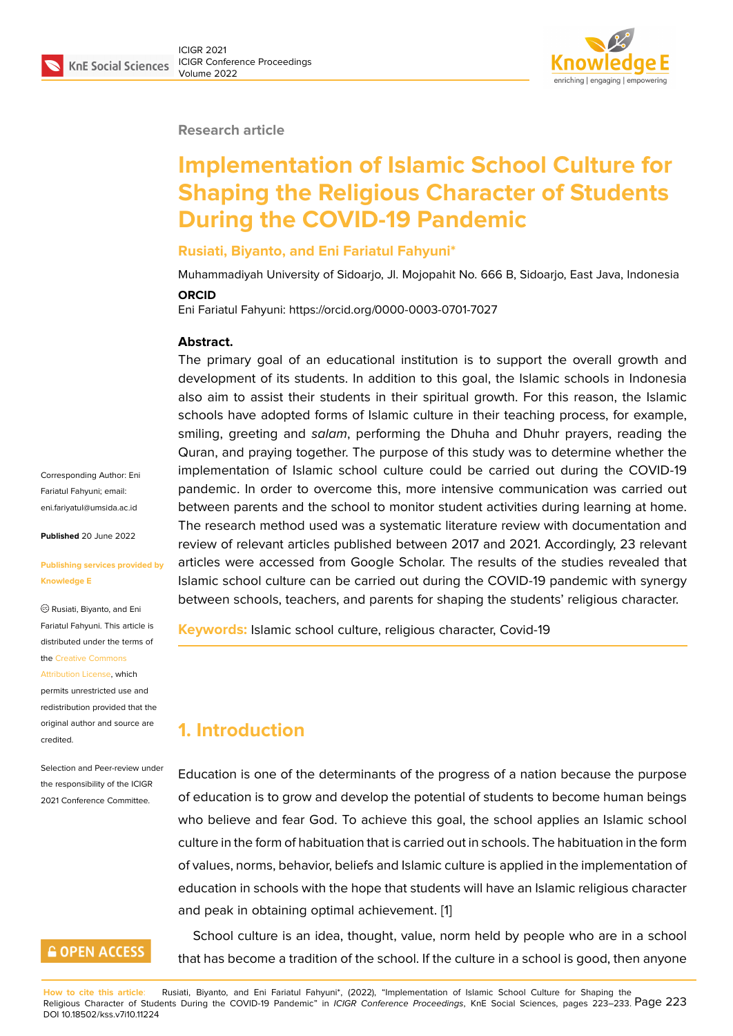Research article

# Implementation of Islamic School Culture for Shaping the Religious Character of Students During the COVID-19 Pandemic

**Rusiati, Biyanto, and Eni Fariatul Fahyuni***

Muhammadiyah University of Sidoarjo, Jl. Mojopahit No. 666 B, Sidoarjo, East Java, Indonesia

**ORCID**

Eni Fariatul Fahyuni: https://orcid.org/0000-0003-0701-7027

**Abstract.**

The primary goal of an educational institution is to support the overall growth and development of its students. In addition to this goal, the Islamic schools in Indonesia also aim to assist their students in their spiritual growth. For this reason, the Islamic schools have adopted forms of Islamic culture in their teaching process, for example, smiling, greeting and *salam*, performing the Dhuha and Dhuhr prayers, reading the Quran, and praying together. The purpose of this study was to determine whether the implementation of Islamic school culture could be carried out during the COVID-19 pandemic. In order to overcome this, more intensive communication was carried out between parents and the school to monitor student activities during learning at home. The research method used was a systematic literature review with documentation and review of relevant articles published between 2017 and 2021. Accordingly, 23 relevant articles were accessed from Google Scholar. The results of the studies revealed that Islamic school culture can be carried out during the COVID-19 pandemic with synergy between schools, teachers, and parents for shaping the students' religious character.

**Keywords:** Islamic school culture, religious character, Covid-19

Corresponding Author: Eni Fariatul Fahyuni; email: eni.fariyatul@umsida.ac.id

**Published** 20 June 2022

**Publishing services provided by Knowledge E**

© Rusiati, Biyanto, and Eni Fariatul Fahyuni. This article is distributed under the terms of the Creative Commons Attribution License, which permits unrestricted use and redistribution provided that the original author and source are credited.

Selection and Peer-review under the responsibility of the ICIGR 2021 Conference Committee.

## 1. Introduction

Education is one of the determinants of the progress of a nation because the purpose of education is to grow and develop the potential of students to become human beings who believe and fear God. To achieve this goal, the school applies an Islamic school culture in the form of habituation that is carried out in schools. The habituation in the form of values, norms, behavior, beliefs and Islamic culture is applied in the implementation of education in schools with the hope that students will have an Islamic religious character and peak in obtaining optimal achievement. [1]

School culture is an idea, thought, value, norm held by people who are in a school that has become a tradition of the school. If the culture in a school is good, then anyone

**How to cite this article**: Rusiati, Biyanto, and Eni Fariatul Fahyuni*, (2022), "Implementation of Islamic School Culture for Shaping the Religious Character of Students During the COVID-19 Pandemic" in *ICIGR Conference Proceedings*, KnE Social Sciences, pages 223–233. DOI 10.18502/kss.v7i10.11224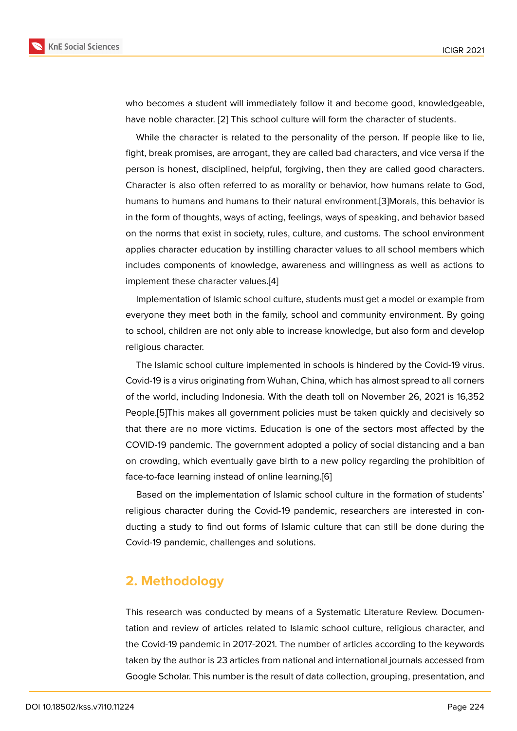who becomes a student will immediately follow it and become good, knowledgeable, have noble character. [2] This school culture will form the character of students.

While the character is related to the personality of the person. If people like to lie, fight, break promises, are arrogant, they are called bad characters, and vice versa if the person is honest, disciplined, helpful, forgiving, then they are called good characters. Character is also often referred to as morality or behavior, how humans relate to God, humans to humans and humans to their natural environment.[3]Morals, this behavior is in the form of thoughts, ways of acting, feelings, ways of speaking, and behavior based on the norms that exist in society, rules, culture, and customs. The school environment applies character education by instilling character values to all school members which includes components of knowledge, awareness and willingness as well as actions to implement these character values.[4]

Implementation of Islamic school culture, students must get a model or example from everyone they meet both in the family, school and community environment. By going to school, children are not only able to increase knowledge, but also form and develop religious character.

The Islamic school culture implemented in schools is hindered by the Covid-19 virus. Covid-19 is a virus originating from Wuhan, China, which has almost spread to all corners of the world, including Indonesia. With the death toll on November 26, 2021 is 16,352 People.[5]This makes all government policies must be taken quickly and decisively so that there are no more victims. Education is one of the sectors most affected by the COVID-19 pandemic. The government adopted a policy of social distancing and a ban on crowding, which eventually gave birth to a new policy regarding the prohibition of face-to-face learning instead of online learning.[6]

Based on the implementation of Islamic school culture in the formation of students' religious character during the Covid-19 pandemic, researchers are interested in conducting a study to find out forms of Islamic culture that can still be done during the Covid-19 pandemic, challenges and solutions.

## 2. Methodology

This research was conducted by means of a Systematic Literature Review. Documentation and review of articles related to Islamic school culture, religious character, and the Covid-19 pandemic in 2017-2021. The number of articles according to the keywords taken by the author is 23 articles from national and international journals accessed from Google Scholar. This number is the result of data collection, grouping, presentation, and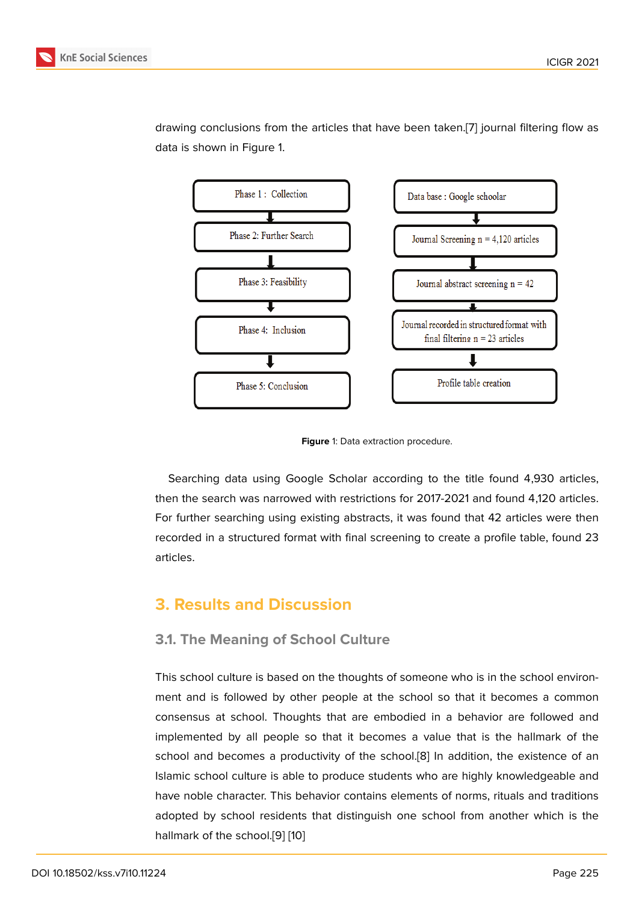drawing conclusions from the articles that have been taken.[7] journal filtering flow as data is shown in Figure 1.

Phase 1 : Collection → Phase 2: Further Search → Phase 3: Feasibility → Phase 4: Inclusion → Phase 5: Conclusion

Data base : Google schoolar → Journal Screening n = 4,120 articles → Journal abstract screening n = 42 → Journal recorded in structured format with final filtering n = 23 articles → Profile table creation

**Figure** 1: Data extraction procedure.

Searching data using Google Scholar according to the title found 4,930 articles, then the search was narrowed with restrictions for 2017-2021 and found 4,120 articles. For further searching using existing abstracts, it was found that 42 articles were then recorded in a structured format with final screening to create a profile table, found 23 articles.

## 3. Results and Discussion

### 3.1. The Meaning of School Culture

This school culture is based on the thoughts of someone who is in the school environment and is followed by other people at the school so that it becomes a common consensus at school. Thoughts that are embodied in a behavior are followed and implemented by all people so that it becomes a value that is the hallmark of the school and becomes a productivity of the school.[8] In addition, the existence of an Islamic school culture is able to produce students who are highly knowledgeable and have noble character. This behavior contains elements of norms, rituals and traditions adopted by school residents that distinguish one school from another which is the hallmark of the school.[9] [10]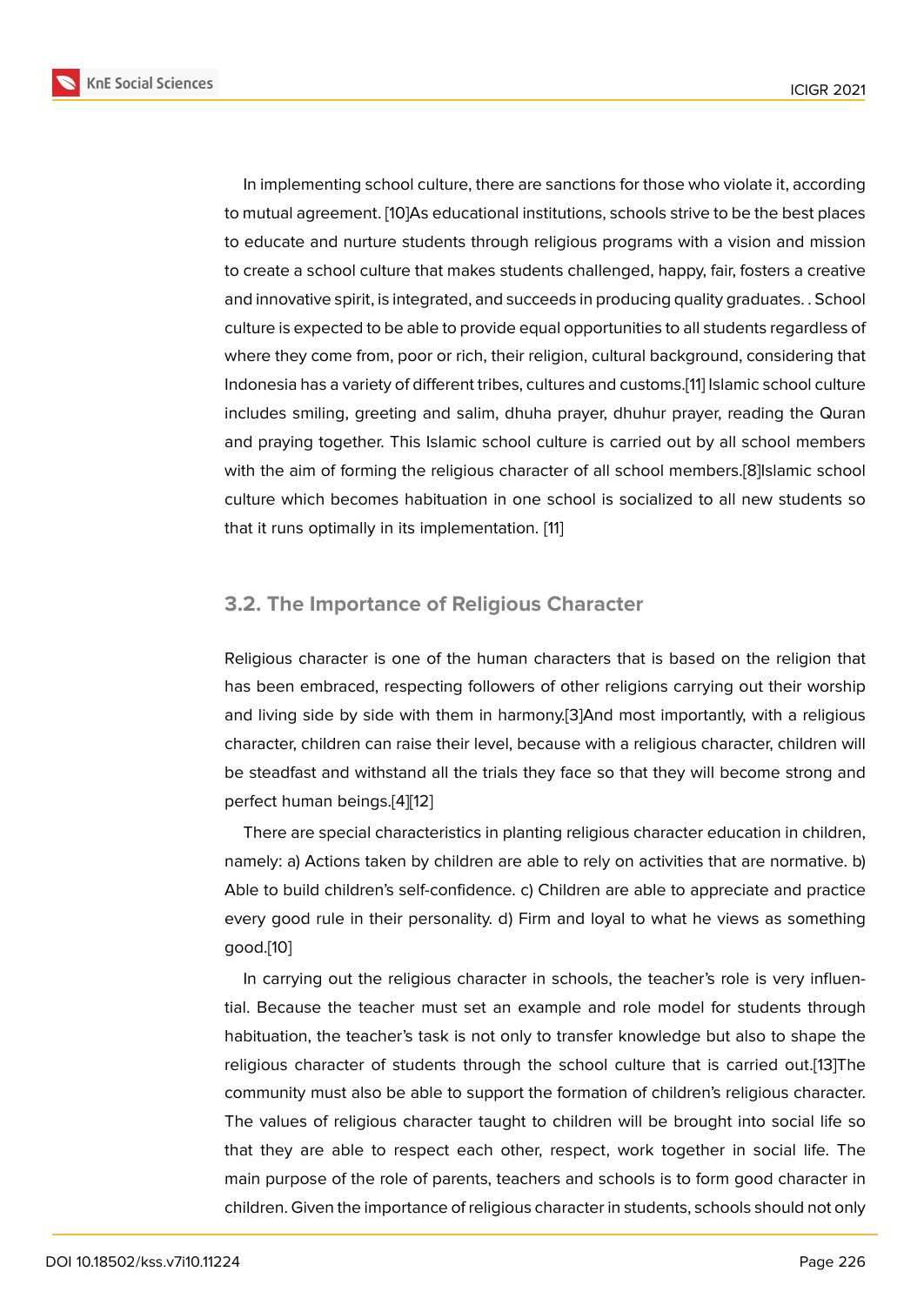In implementing school culture, there are sanctions for those who violate it, according to mutual agreement. [10]As educational institutions, schools strive to be the best places to educate and nurture students through religious programs with a vision and mission to create a school culture that makes students challenged, happy, fair, fosters a creative and innovative spirit, is integrated, and succeeds in producing quality graduates. . School culture is expected to be able to provide equal opportunities to all students regardless of where they come from, poor or rich, their religion, cultural background, considering that Indonesia has a variety of different tribes, cultures and customs.[11] Islamic school culture includes smiling, greeting and salim, dhuha prayer, dhuhur prayer, reading the Quran and praying together. This Islamic school culture is carried out by all school members with the aim of forming the religious character of all school members.[8]Islamic school culture which becomes habituation in one school is socialized to all new students so that it runs optimally in its implementation. [11]

### 3.2. The Importance of Religious Character

Religious character is one of the human characters that is based on the religion that has been embraced, respecting followers of other religions carrying out their worship and living side by side with them in harmony.[3]And most importantly, with a religious character, children can raise their level, because with a religious character, children will be steadfast and withstand all the trials they face so that they will become strong and perfect human beings.[4][12]

There are special characteristics in planting religious character education in children, namely: a) Actions taken by children are able to rely on activities that are normative. b) Able to build children's self-confidence. c) Children are able to appreciate and practice every good rule in their personality. d) Firm and loyal to what he views as something good.[10]

In carrying out the religious character in schools, the teacher's role is very influential. Because the teacher must set an example and role model for students through habituation, the teacher's task is not only to transfer knowledge but also to shape the religious character of students through the school culture that is carried out.[13]The community must also be able to support the formation of children's religious character. The values of religious character taught to children will be brought into social life so that they are able to respect each other, respect, work together in social life. The main purpose of the role of parents, teachers and schools is to form good character in children. Given the importance of religious character in students, schools should not only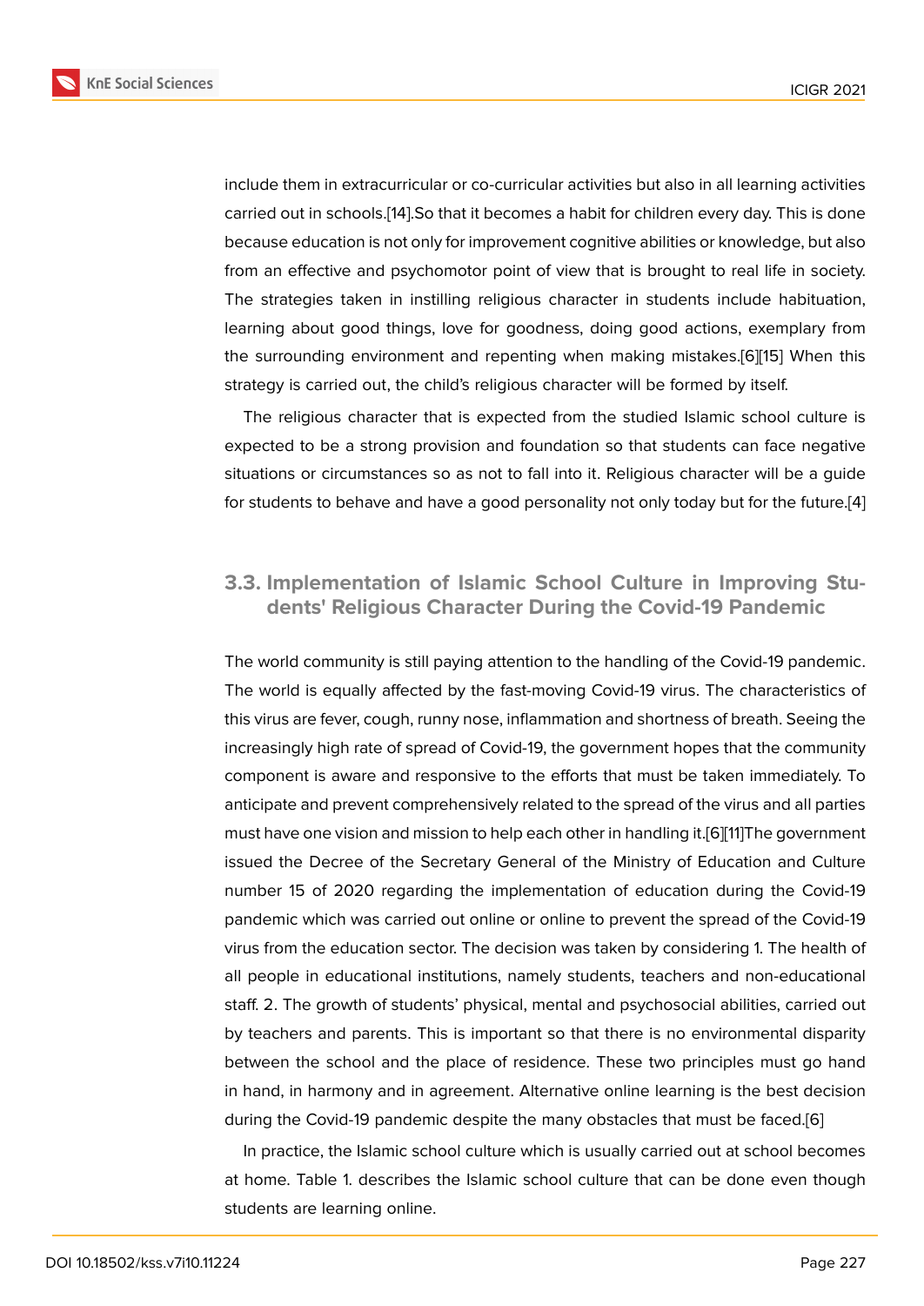include them in extracurricular or co-curricular activities but also in all learning activities carried out in schools.[14].So that it becomes a habit for children every day. This is done because education is not only for improvement cognitive abilities or knowledge, but also from an effective and psychomotor point of view that is brought to real life in society. The strategies taken in instilling religious character in students include habituation, learning about good things, love for goodness, doing good actions, exemplary from the surrounding environment and repenting when making mistakes.[6][15] When this strategy is carried out, the child's religious character will be formed by itself.

The religious character that is expected from the studied Islamic school culture is expected to be a strong provision and foundation so that students can face negative situations or circumstances so as not to fall into it. Religious character will be a guide for students to behave and have a good personality not only today but for the future.[4]

## 3.3. Implementation of Islamic School Culture in Improving Students' Religious Character During the Covid-19 Pandemic

The world community is still paying attention to the handling of the Covid-19 pandemic. The world is equally affected by the fast-moving Covid-19 virus. The characteristics of this virus are fever, cough, runny nose, inflammation and shortness of breath. Seeing the increasingly high rate of spread of Covid-19, the government hopes that the community component is aware and responsive to the efforts that must be taken immediately. To anticipate and prevent comprehensively related to the spread of the virus and all parties must have one vision and mission to help each other in handling it.[6][11]The government issued the Decree of the Secretary General of the Ministry of Education and Culture number 15 of 2020 regarding the implementation of education during the Covid-19 pandemic which was carried out online or online to prevent the spread of the Covid-19 virus from the education sector. The decision was taken by considering 1. The health of all people in educational institutions, namely students, teachers and non-educational staff. 2. The growth of students' physical, mental and psychosocial abilities, carried out by teachers and parents. This is important so that there is no environmental disparity between the school and the place of residence. These two principles must go hand in hand, in harmony and in agreement. Alternative online learning is the best decision during the Covid-19 pandemic despite the many obstacles that must be faced.[6]

In practice, the Islamic school culture which is usually carried out at school becomes at home. Table 1. describes the Islamic school culture that can be done even though students are learning online.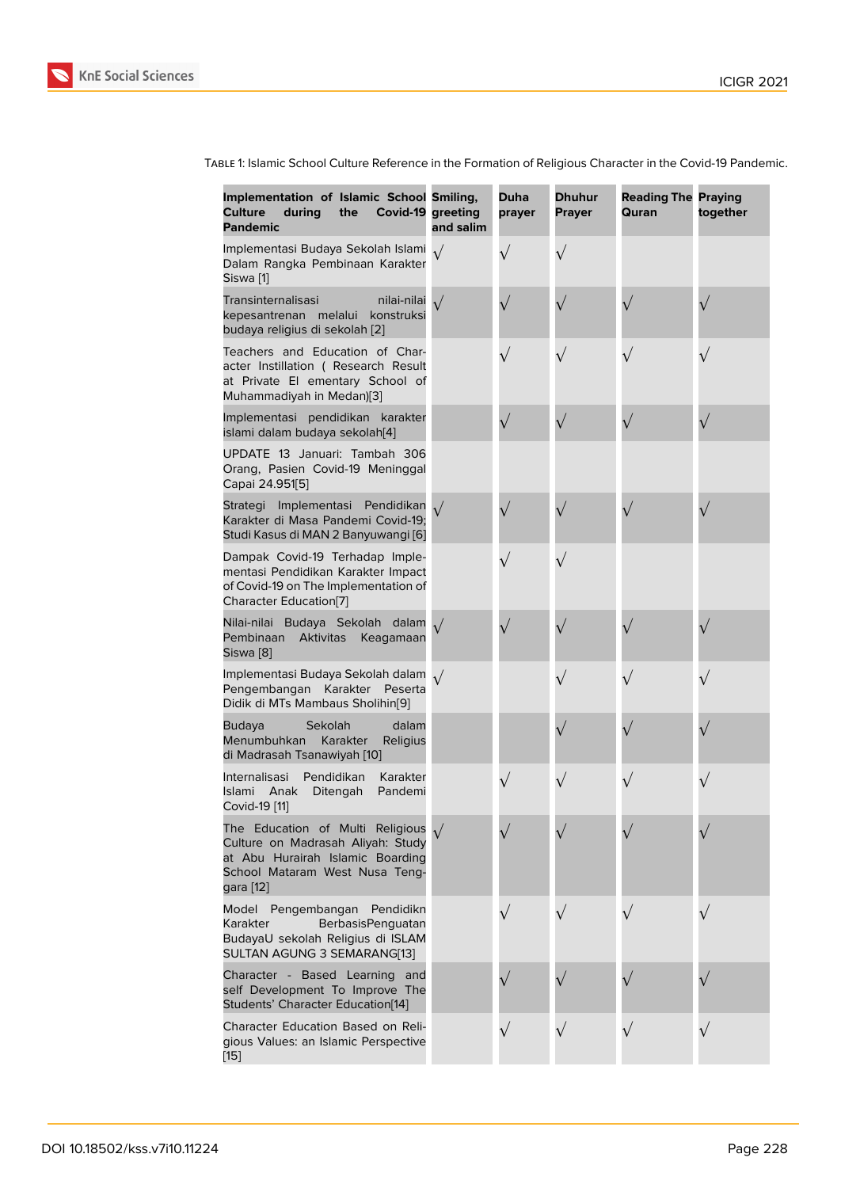Table 1: Islamic School Culture Reference in the Formation of Religious Character in the Covid-19 Pandemic.

| Implementation of Islamic School Culture during the Covid-19 Pandemic | Smiling, greeting and salim | Duha prayer | Dhuhur Prayer | Reading The Quran | Praying together |
|---|---|---|---|---|---|
| Implementasi Budaya Sekolah Islami Dalam Rangka Pembinaan Karakter Siswa [1] | √ | √ | √ | | |
| Transinternalisasi nilai-nilai kepesantrenan melalui konstruksi budaya religius di sekolah [2] | √ | √ | √ | √ | √ |
| Teachers and Education of Character Instillation ( Research Result at Private El ementary School of Muhammadiyah in Medan)[3] | | √ | √ | √ | √ |
| Implementasi pendidikan karakter islami dalam budaya sekolah[4] | | √ | √ | √ | √ |
| UPDATE 13 Januari: Tambah 306 Orang, Pasien Covid-19 Meninggal Capai 24.951[5] | | | | | |
| Strategi Implementasi Pendidikan Karakter di Masa Pandemi Covid-19; Studi Kasus di MAN 2 Banyuwangi [6] | √ | √ | √ | √ | √ |
| Dampak Covid-19 Terhadap Implementasi Pendidikan Karakter Impact of Covid-19 on The Implementation of Character Education[7] | | √ | √ | | |
| Nilai-nilai Budaya Sekolah dalam Pembinaan Aktivitas Keagamaan Siswa [8] | √ | √ | √ | √ | √ |
| Implementasi Budaya Sekolah dalam Pengembangan Karakter Peserta Didik di MTs Mambaus Sholihin[9] | √ | | √ | √ | √ |
| Budaya Sekolah dalam Menumbuhkan Karakter Religius di Madrasah Tsanawiyah [10] | | | √ | √ | √ |
| Internalisasi Pendidikan Karakter Islami Anak Ditengah Pandemi Covid-19 [11] | | √ | √ | √ | √ |
| The Education of Multi Religious Culture on Madrasah Aliyah: Study at Abu Hurairah Islamic Boarding School Mataram West Nusa Tenggara [12] | √ | √ | √ | √ | √ |
| Model Pengembangan Pendidikn Karakter BerbasisPenguatan BudayaU sekolah Religius di ISLAM SULTAN AGUNG 3 SEMARANG[13] | | √ | √ | √ | √ |
| Character - Based Learning and self Development To Improve The Students' Character Education[14] | | √ | √ | √ | √ |
| Character Education Based on Religious Values: an Islamic Perspective [15] | | √ | √ | √ | √ |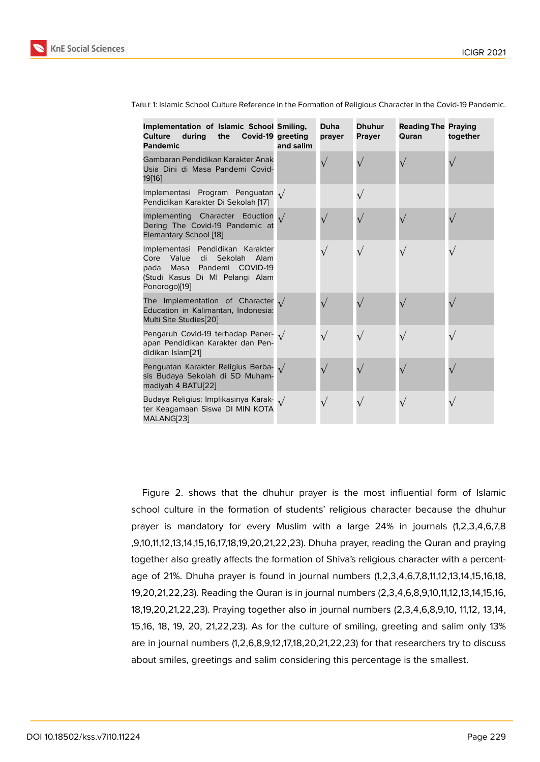Table 1: Islamic School Culture Reference in the Formation of Religious Character in the Covid-19 Pandemic.

| Implementation of Islamic School Culture during the Covid-19 Pandemic | Smiling, greeting and salim | Duha prayer | Dhuhur Prayer | Reading The Quran | Praying together |
|---|---|---|---|---|---|
| Gambaran Pendidikan Karakter Anak Usia Dini di Masa Pandemi Covid-19[16] | | √ | √ | √ | √ |
| Implementasi Program Penguatan Pendidikan Karakter Di Sekolah [17] | √ | | √ | | |
| Implementing Character Eduction Dering The Covid-19 Pandemic at Elemantary School [18] | √ | √ | √ | √ | √ |
| Implementasi Pendidikan Karakter Core Value di Sekolah Alam pada Masa Pandemi COVID-19 (Studi Kasus Di MI Pelangi Alam Ponorogo)[19] | | √ | √ | √ | √ |
| The Implementation of Character Education in Kalimantan, Indonesia: Multi Site Studies[20] | √ | √ | √ | √ | √ |
| Pengaruh Covid-19 terhadap Penerapan Pendidikan Karakter dan Pendidikan Islam[21] | √ | √ | √ | √ | √ |
| Penguatan Karakter Religius Berbasis Budaya Sekolah di SD Muhammadiyah 4 BATU[22] | √ | √ | √ | √ | √ |
| Budaya Religius: Implikasinya Karakter Keagamaan Siswa DI MIN KOTA MALANG[23] | √ | √ | √ | √ | √ |

Figure 2. shows that the dhuhur prayer is the most influential form of Islamic school culture in the formation of students' religious character because the dhuhur prayer is mandatory for every Muslim with a large 24% in journals (1,2,3,4,6,7,8 ,9,10,11,12,13,14,15,16,17,18,19,20,21,22,23). Dhuha prayer, reading the Quran and praying together also greatly affects the formation of Shiva's religious character with a percentage of 21%. Dhuha prayer is found in journal numbers (1,2,3,4,6,7,8,11,12,13,14,15,16,18, 19,20,21,22,23). Reading the Quran is in journal numbers (2,3,4,6,8,9,10,11,12,13,14,15,16, 18,19,20,21,22,23). Praying together also in journal numbers (2,3,4,6,8,9,10, 11,12, 13,14, 15,16, 18, 19, 20, 21,22,23). As for the culture of smiling, greeting and salim only 13% are in journal numbers (1,2,6,8,9,12,17,18,20,21,22,23) for that researchers try to discuss about smiles, greetings and salim considering this percentage is the smallest.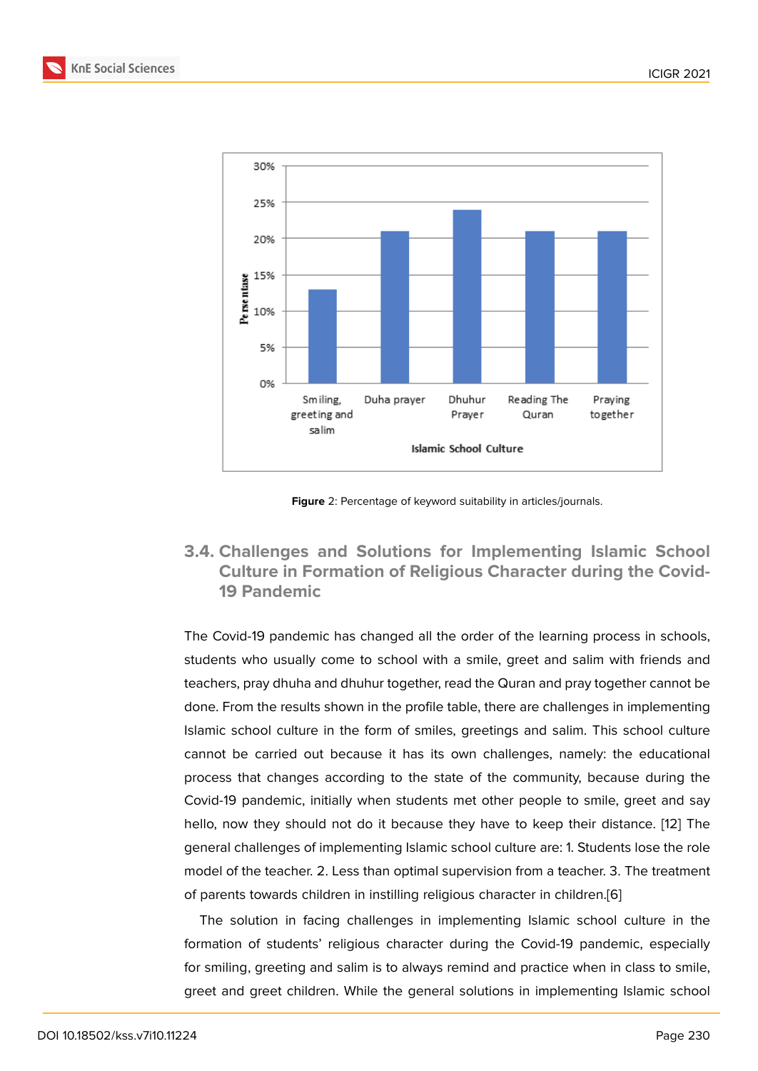Figure 2: Percentage of keyword suitability in articles/journals.

### 3.4. Challenges and Solutions for Implementing Islamic School Culture in Formation of Religious Character during the Covid-19 Pandemic

The Covid-19 pandemic has changed all the order of the learning process in schools, students who usually come to school with a smile, greet and salim with friends and teachers, pray dhuha and dhuhur together, read the Quran and pray together cannot be done. From the results shown in the profile table, there are challenges in implementing Islamic school culture in the form of smiles, greetings and salim. This school culture cannot be carried out because it has its own challenges, namely: the educational process that changes according to the state of the community, because during the Covid-19 pandemic, initially when students met other people to smile, greet and say hello, now they should not do it because they have to keep their distance. [12] The general challenges of implementing Islamic school culture are: 1. Students lose the role model of the teacher. 2. Less than optimal supervision from a teacher. 3. The treatment of parents towards children in instilling religious character in children.[6]

The solution in facing challenges in implementing Islamic school culture in the formation of students' religious character during the Covid-19 pandemic, especially for smiling, greeting and salim is to always remind and practice when in class to smile, greet and greet children. While the general solutions in implementing Islamic school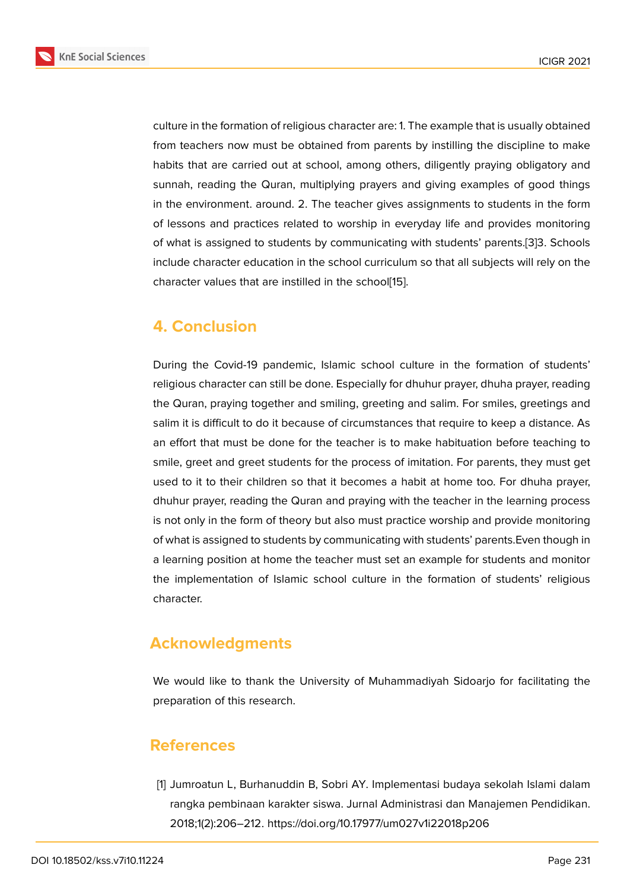culture in the formation of religious character are: 1. The example that is usually obtained from teachers now must be obtained from parents by instilling the discipline to make habits that are carried out at school, among others, diligently praying obligatory and sunnah, reading the Quran, multiplying prayers and giving examples of good things in the environment. around. 2. The teacher gives assignments to students in the form of lessons and practices related to worship in everyday life and provides monitoring of what is assigned to students by communicating with students' parents.[3]3. Schools include character education in the school curriculum so that all subjects will rely on the character values that are instilled in the school[15].

## 4. Conclusion

During the Covid-19 pandemic, Islamic school culture in the formation of students' religious character can still be done. Especially for dhuhur prayer, dhuha prayer, reading the Quran, praying together and smiling, greeting and salim. For smiles, greetings and salim it is difficult to do it because of circumstances that require to keep a distance. As an effort that must be done for the teacher is to make habituation before teaching to smile, greet and greet students for the process of imitation. For parents, they must get used to it to their children so that it becomes a habit at home too. For dhuha prayer, dhuhur prayer, reading the Quran and praying with the teacher in the learning process is not only in the form of theory but also must practice worship and provide monitoring of what is assigned to students by communicating with students' parents.Even though in a learning position at home the teacher must set an example for students and monitor the implementation of Islamic school culture in the formation of students' religious character.

## Acknowledgments

We would like to thank the University of Muhammadiyah Sidoarjo for facilitating the preparation of this research.

## References

[1] Jumroatun L, Burhanuddin B, Sobri AY. Implementasi budaya sekolah Islami dalam rangka pembinaan karakter siswa. Jurnal Administrasi dan Manajemen Pendidikan. 2018;1(2):206–212. https://doi.org/10.17977/um027v1i22018p206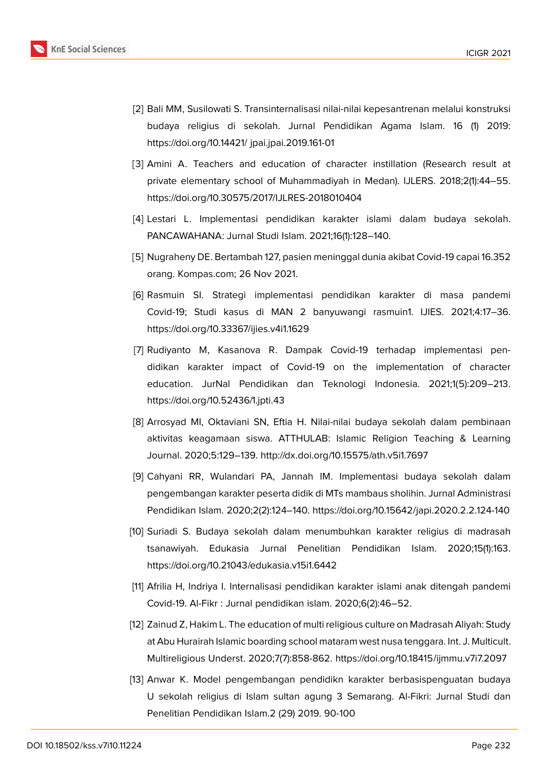[2] Bali MM, Susilowati S. Transinternalisasi nilai-nilai kepesantrenan melalui konstruksi budaya religius di sekolah. Jurnal Pendidikan Agama Islam. 16 (1) 2019: https://doi.org/10.14421/ jpai.jpai.2019.161-01

[3] Amini A. Teachers and education of character instillation (Research result at private elementary school of Muhammadiyah in Medan). IJLERS. 2018;2(1):44–55. https://doi.org/10.30575/2017/IJLRES-2018010404

[4] Lestari L. Implementasi pendidikan karakter islami dalam budaya sekolah. PANCAWAHANA: Jurnal Studi Islam. 2021;16(1):128–140.

[5] Nugraheny DE. Bertambah 127, pasien meninggal dunia akibat Covid-19 capai 16.352 orang. Kompas.com; 26 Nov 2021.

[6] Rasmuin SI. Strategi implementasi pendidikan karakter di masa pandemi Covid-19; Studi kasus di MAN 2 banyuwangi rasmuin1. IJIES. 2021;4:17–36. https://doi.org/10.33367/ijies.v4i1.1629

[7] Rudiyanto M, Kasanova R. Dampak Covid-19 terhadap implementasi pendidikan karakter impact of Covid-19 on the implementation of character education. JurNal Pendidikan dan Teknologi Indonesia. 2021;1(5):209–213. https://doi.org/10.52436/1.jpti.43

[8] Arrosyad MI, Oktaviani SN, Eftia H. Nilai-nilai budaya sekolah dalam pembinaan aktivitas keagamaan siswa. ATTHULAB: Islamic Religion Teaching & Learning Journal. 2020;5:129–139. http://dx.doi.org/10.15575/ath.v5i1.7697

[9] Cahyani RR, Wulandari PA, Jannah IM. Implementasi budaya sekolah dalam pengembangan karakter peserta didik di MTs mambaus sholihin. Jurnal Administrasi Pendidikan Islam. 2020;2(2):124–140. https://doi.org/10.15642/japi.2020.2.2.124-140

[10] Suriadi S. Budaya sekolah dalam menumbuhkan karakter religius di madrasah tsanawiyah. Edukasia Jurnal Penelitian Pendidikan Islam. 2020;15(1):163. https://doi.org/10.21043/edukasia.v15i1.6442

[11] Afrilia H, Indriya I. Internalisasi pendidikan karakter islami anak ditengah pandemi Covid-19. Al-Fikr : Jurnal pendidikan islam. 2020;6(2):46–52.

[12] Zainud Z, Hakim L. The education of multi religious culture on Madrasah Aliyah: Study at Abu Hurairah Islamic boarding school mataram west nusa tenggara. Int. J. Multicult. Multireligious Underst. 2020;7(7):858-862. https://doi.org/10.18415/ijmmu.v7i7.2097

[13] Anwar K. Model pengembangan pendidikn karakter berbasispenguatan budaya U sekolah religius di Islam sultan agung 3 Semarang. Al-Fikri: Jurnal Studi dan Penelitian Pendidikan Islam.2 (29) 2019. 90-100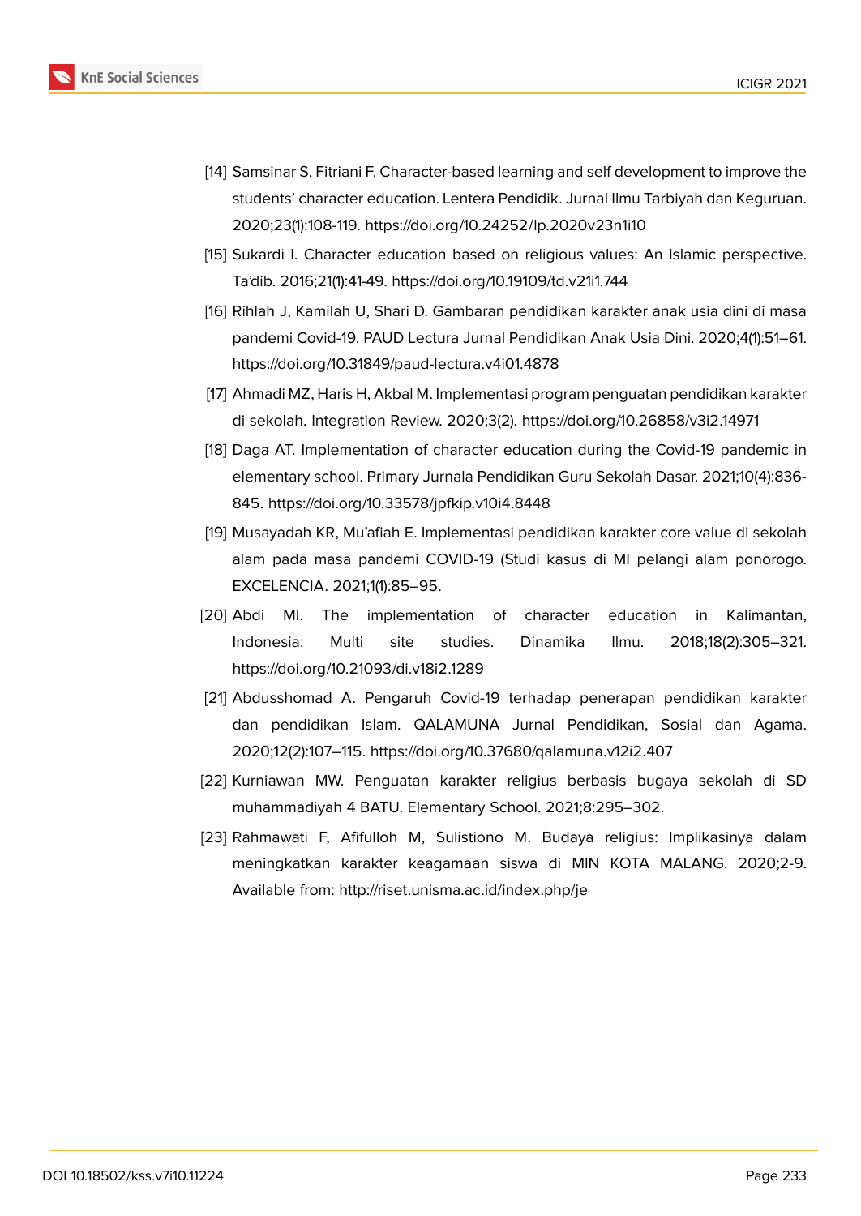[14] Samsinar S, Fitriani F. Character-based learning and self development to improve the students' character education. Lentera Pendidik. Jurnal Ilmu Tarbiyah dan Keguruan. 2020;23(1):108-119. https://doi.org/10.24252/lp.2020v23n1i10

[15] Sukardi I. Character education based on religious values: An Islamic perspective. Ta'dib. 2016;21(1):41-49. https://doi.org/10.19109/td.v21i1.744

[16] Rihlah J, Kamilah U, Shari D. Gambaran pendidikan karakter anak usia dini di masa pandemi Covid-19. PAUD Lectura Jurnal Pendidikan Anak Usia Dini. 2020;4(1):51–61. https://doi.org/10.31849/paud-lectura.v4i01.4878

[17] Ahmadi MZ, Haris H, Akbal M. Implementasi program penguatan pendidikan karakter di sekolah. Integration Review. 2020;3(2). https://doi.org/10.26858/v3i2.14971

[18] Daga AT. Implementation of character education during the Covid-19 pandemic in elementary school. Primary Jurnala Pendidikan Guru Sekolah Dasar. 2021;10(4):836-845. https://doi.org/10.33578/jpfkip.v10i4.8448

[19] Musayadah KR, Mu'afiah E. Implementasi pendidikan karakter core value di sekolah alam pada masa pandemi COVID-19 (Studi kasus di MI pelangi alam ponorogo. EXCELENCIA. 2021;1(1):85–95.

[20] Abdi MI. The implementation of character education in Kalimantan, Indonesia: Multi site studies. Dinamika Ilmu. 2018;18(2):305–321. https://doi.org/10.21093/di.v18i2.1289

[21] Abdusshomad A. Pengaruh Covid-19 terhadap penerapan pendidikan karakter dan pendidikan Islam. QALAMUNA Jurnal Pendidikan, Sosial dan Agama. 2020;12(2):107–115. https://doi.org/10.37680/qalamuna.v12i2.407

[22] Kurniawan MW. Penguatan karakter religius berbasis bugaya sekolah di SD muhammadiyah 4 BATU. Elementary School. 2021;8:295–302.

[23] Rahmawati F, Afifulloh M, Sulistiono M. Budaya religius: Implikasinya dalam meningkatkan karakter keagamaan siswa di MIN KOTA MALANG. 2020;2-9. Available from: http://riset.unisma.ac.id/index.php/je